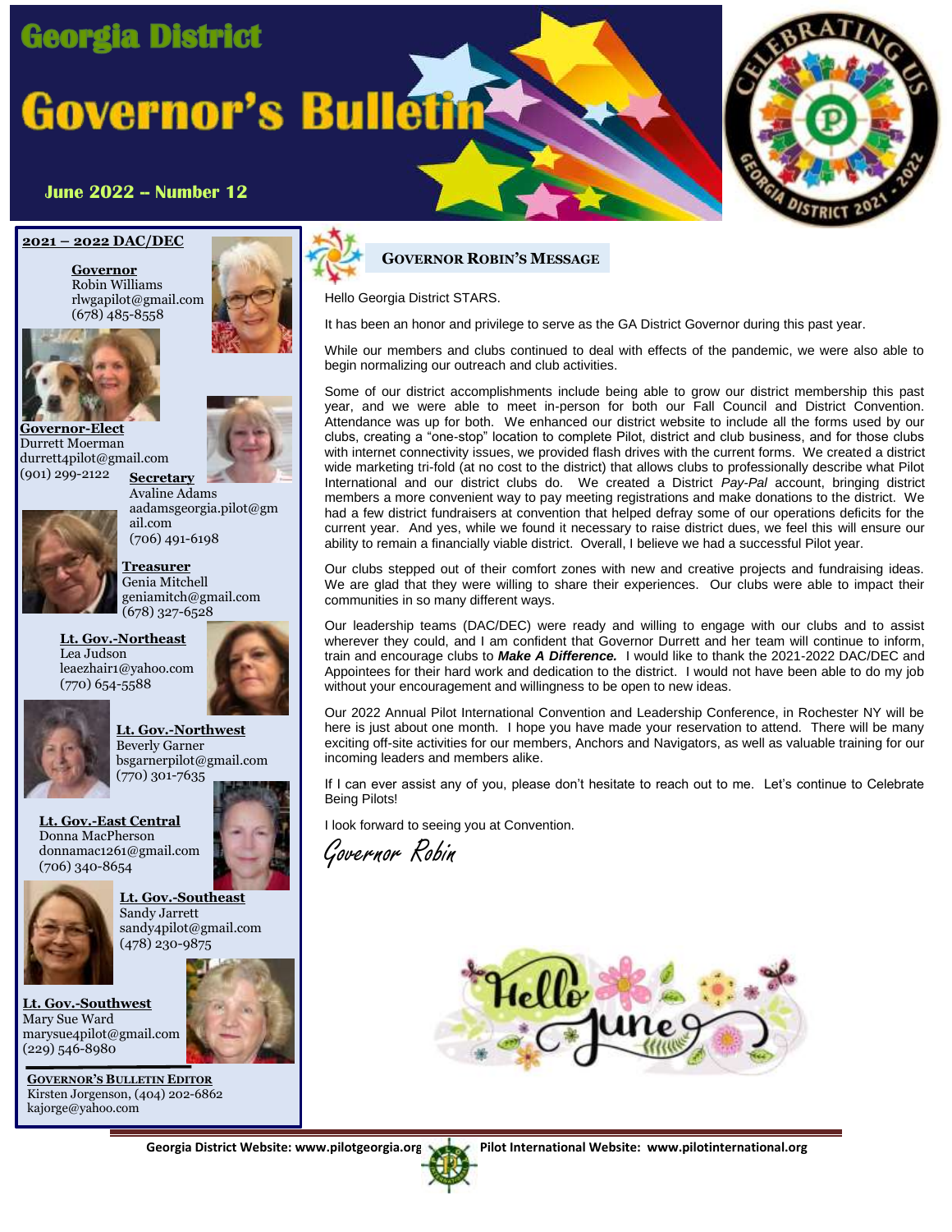# Georgia District

# Governor's Bulletin

**June 2022 -- Number 12**

## 2021 – 2022 DAC/DEC

**Governor**
Robin Williams
rlwgapilot@gmail.com
(678) 485-8558

**Governor-Elect**
Durrett Moerman
durrett4pilot@gmail.com
(901) 299-2122

**Secretary**
Avaline Adams
aadamsgeorgia.pilot@gmail.com
(706) 491-6198

**Treasurer**
Genia Mitchell
geniamitch@gmail.com
(678) 327-6528

**Lt. Gov.-Northeast**
Lea Judson
leaezhair1@yahoo.com
(770) 654-5588

**Lt. Gov.-Northwest**
Beverly Garner
bsgarnerpilot@gmail.com
(770) 301-7635

**Lt. Gov.-East Central**
Donna MacPherson
donnamac1261@gmail.com
(706) 340-8654

**Lt. Gov.-Southeast**
Sandy Jarrett
sandy4pilot@gmail.com
(478) 230-9875

**Lt. Gov.-Southwest**
Mary Sue Ward
marysue4pilot@gmail.com
(229) 546-8980

**GOVERNOR'S BULLETIN EDITOR**
Kirsten Jorgenson, (404) 202-6862
kajorge@yahoo.com

## GOVERNOR ROBIN'S MESSAGE

Hello Georgia District STARS.

It has been an honor and privilege to serve as the GA District Governor during this past year.

While our members and clubs continued to deal with effects of the pandemic, we were also able to begin normalizing our outreach and club activities.

Some of our district accomplishments include being able to grow our district membership this past year, and we were able to meet in-person for both our Fall Council and District Convention. Attendance was up for both. We enhanced our district website to include all the forms used by our clubs, creating a "one-stop" location to complete Pilot, district and club business, and for those clubs with internet connectivity issues, we provided flash drives with the current forms. We created a district wide marketing tri-fold (at no cost to the district) that allows clubs to professionally describe what Pilot International and our district clubs do. We created a District *Pay-Pal* account, bringing district members a more convenient way to pay meeting registrations and make donations to the district. We had a few district fundraisers at convention that helped defray some of our operations deficits for the current year. And yes, while we found it necessary to raise district dues, we feel this will ensure our ability to remain a financially viable district. Overall, I believe we had a successful Pilot year.

Our clubs stepped out of their comfort zones with new and creative projects and fundraising ideas. We are glad that they were willing to share their experiences. Our clubs were able to impact their communities in so many different ways.

Our leadership teams (DAC/DEC) were ready and willing to engage with our clubs and to assist wherever they could, and I am confident that Governor Durrett and her team will continue to inform, train and encourage clubs to ***Make A Difference.*** I would like to thank the 2021-2022 DAC/DEC and Appointees for their hard work and dedication to the district. I would not have been able to do my job without your encouragement and willingness to be open to new ideas.

Our 2022 Annual Pilot International Convention and Leadership Conference, in Rochester NY will be here is just about one month. I hope you have made your reservation to attend. There will be many exciting off-site activities for our members, Anchors and Navigators, as well as valuable training for our incoming leaders and members alike.

If I can ever assist any of you, please don't hesitate to reach out to me. Let's continue to Celebrate Being Pilots!

I look forward to seeing you at Convention.

*Governor Robin*

Georgia District Website: www.pilotgeorgia.org Pilot International Website: www.pilotinternational.org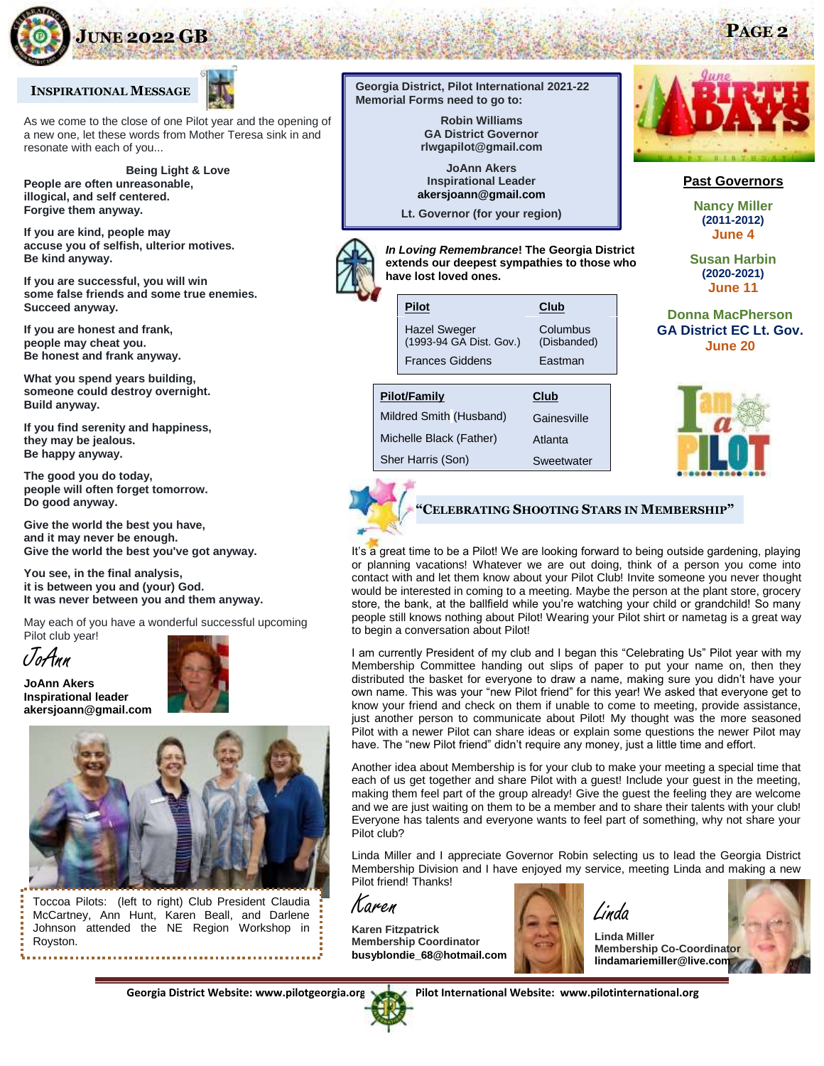## INSPIRATIONAL MESSAGE

As we come to the close of one Pilot year and the opening of a new one, let these words from Mother Teresa sink in and resonate with each of you...

**Being Light & Love**

**People are often unreasonable, illogical, and self centered. Forgive them anyway.**

**If you are kind, people may accuse you of selfish, ulterior motives. Be kind anyway.**

**If you are successful, you will win some false friends and some true enemies. Succeed anyway.**

**If you are honest and frank, people may cheat you. Be honest and frank anyway.**

**What you spend years building, someone could destroy overnight. Build anyway.**

**If you find serenity and happiness, they may be jealous. Be happy anyway.**

**The good you do today, people will often forget tomorrow. Do good anyway.**

**Give the world the best you have, and it may never be enough. Give the world the best you've got anyway.**

**You see, in the final analysis, it is between you and (your) God. It was never between you and them anyway.**

May each of you have a wonderful successful upcoming Pilot club year!

JoAnn

**JoAnn Akers**
**Inspirational leader**
**akersjoann@gmail.com**

Toccoa Pilots: (left to right) Club President Claudia McCartney, Ann Hunt, Karen Beall, and Darlene Johnson attended the NE Region Workshop in Royston.

**Georgia District, Pilot International 2021-22 Memorial Forms need to go to:**

**Robin Williams**
**GA District Governor**
**rlwgapilot@gmail.com**

**JoAnn Akers**
**Inspirational Leader**
**akersjoann@gmail.com**

**Lt. Governor (for your region)**

***In Loving Remembrance*! The Georgia District extends our deepest sympathies to those who have lost loved ones.**

| Pilot | Club |
|---|---|
| Hazel Sweger (1993-94 GA Dist. Gov.) | Columbus (Disbanded) |
| Frances Giddens | Eastman |

| Pilot/Family | Club |
|---|---|
| Mildred Smith (Husband) | Gainesville |
| Michelle Black (Father) | Atlanta |
| Sher Harris (Son) | Sweetwater |

## June Birthdays

**Past Governors**

**Nancy Miller**
**(2011-2012)**
**June 4**

**Susan Harbin**
**(2020-2021)**
**June 11**

**Donna MacPherson**
**GA District EC Lt. Gov.**
**June 20**

## "CELEBRATING SHOOTING STARS IN MEMBERSHIP"

It's a great time to be a Pilot! We are looking forward to being outside gardening, playing or planning vacations! Whatever we are out doing, think of a person you come into contact with and let them know about your Pilot Club! Invite someone you never thought would be interested in coming to a meeting. Maybe the person at the plant store, grocery store, the bank, at the ballfield while you're watching your child or grandchild! So many people still knows nothing about Pilot! Wearing your Pilot shirt or nametag is a great way to begin a conversation about Pilot!

I am currently President of my club and I began this "Celebrating Us" Pilot year with my Membership Committee handing out slips of paper to put your name on, then they distributed the basket for everyone to draw a name, making sure you didn't have your own name. This was your "new Pilot friend" for this year! We asked that everyone get to know your friend and check on them if unable to come to meeting, provide assistance, just another person to communicate about Pilot! My thought was the more seasoned Pilot with a newer Pilot can share ideas or explain some questions the newer Pilot may have. The "new Pilot friend" didn't require any money, just a little time and effort.

Another idea about Membership is for your club to make your meeting a special time that each of us get together and share Pilot with a guest! Include your guest in the meeting, making them feel part of the group already! Give the guest the feeling they are welcome and we are just waiting on them to be a member and to share their talents with your club! Everyone has talents and everyone wants to feel part of something, why not share your Pilot club?

Linda Miller and I appreciate Governor Robin selecting us to lead the Georgia District Membership Division and I have enjoyed my service, meeting Linda and making a new Pilot friend! Thanks!

Karen

**Karen Fitzpatrick**
**Membership Coordinator**
**busyblondie_68@hotmail.com**

Linda

**Linda Miller**
**Membership Co-Coordinator**
**lindamariemiller@live.com**

**Georgia District Website: www.pilotgeorgia.org** **Pilot International Website: www.pilotinternational.org**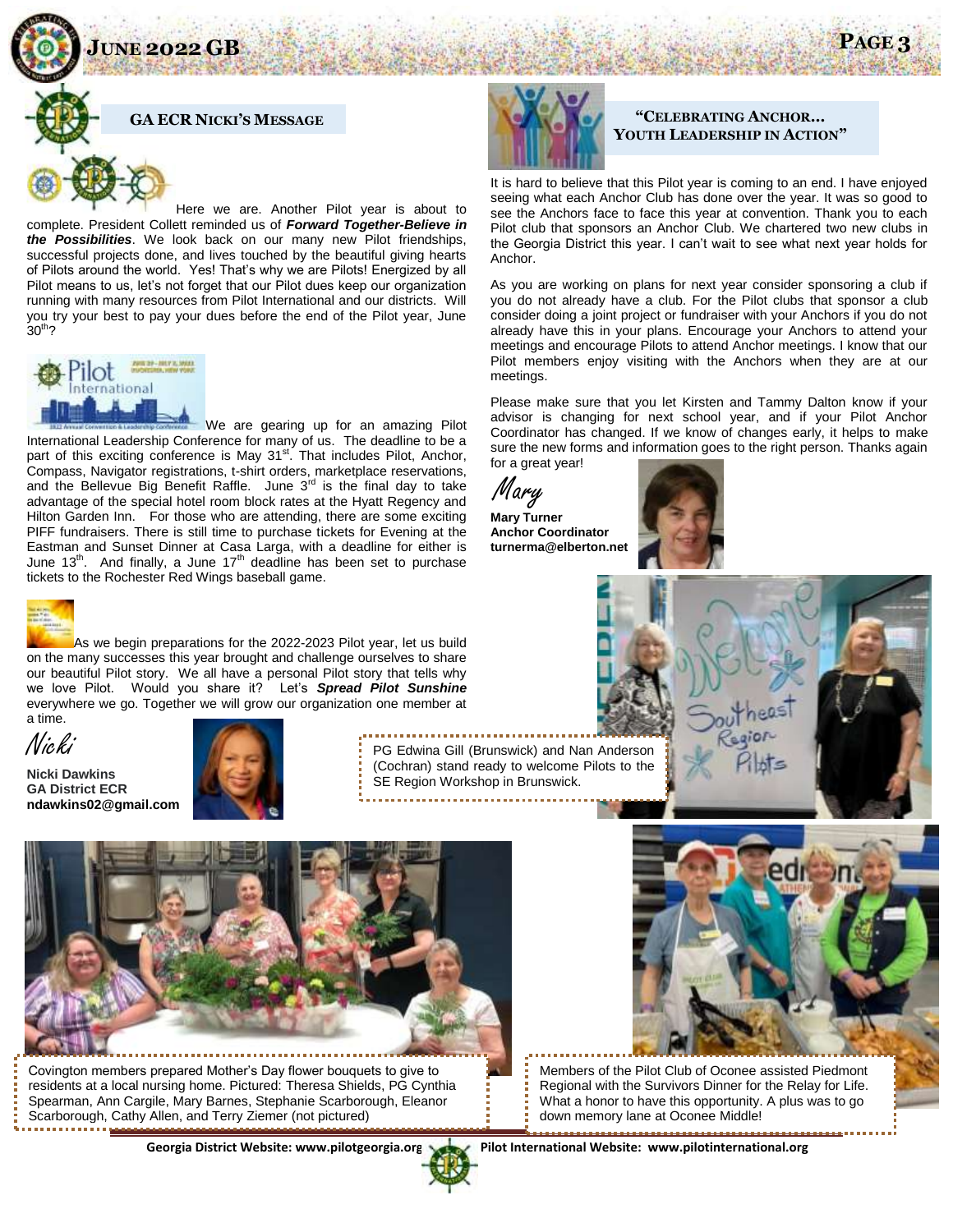## GA ECR Nicki's Message

Here we are. Another Pilot year is about to complete. President Collett reminded us of ***Forward Together-Believe in the Possibilities***. We look back on our many new Pilot friendships, successful projects done, and lives touched by the beautiful giving hearts of Pilots around the world. Yes! That's why we are Pilots! Energized by all Pilot means to us, let's not forget that our Pilot dues keep our organization running with many resources from Pilot International and our districts. Will you try your best to pay your dues before the end of the Pilot year, June 30th?

We are gearing up for an amazing Pilot International Leadership Conference for many of us. The deadline to be a part of this exciting conference is May 31st. That includes Pilot, Anchor, Compass, Navigator registrations, t-shirt orders, marketplace reservations, and the Bellevue Big Benefit Raffle. June 3rd is the final day to take advantage of the special hotel room block rates at the Hyatt Regency and Hilton Garden Inn. For those who are attending, there are some exciting PIFF fundraisers. There is still time to purchase tickets for Evening at the Eastman and Sunset Dinner at Casa Larga, with a deadline for either is June 13th. And finally, a June 17th deadline has been set to purchase tickets to the Rochester Red Wings baseball game.

As we begin preparations for the 2022-2023 Pilot year, let us build on the many successes this year brought and challenge ourselves to share our beautiful Pilot story. We all have a personal Pilot story that tells why we love Pilot. Would you share it? Let's ***Spread Pilot Sunshine*** everywhere we go. Together we will grow our organization one member at a time.

*Nicki*

**Nicki Dawkins**
**GA District ECR**
**ndawkins02@gmail.com**

## "Celebrating Anchor… Youth Leadership in Action"

It is hard to believe that this Pilot year is coming to an end. I have enjoyed seeing what each Anchor Club has done over the year. It was so good to see the Anchors face to face this year at convention. Thank you to each Pilot club that sponsors an Anchor Club. We chartered two new clubs in the Georgia District this year. I can't wait to see what next year holds for Anchor.

As you are working on plans for next year consider sponsoring a club if you do not already have a club. For the Pilot clubs that sponsor a club consider doing a joint project or fundraiser with your Anchors if you do not already have this in your plans. Encourage your Anchors to attend your meetings and encourage Pilots to attend Anchor meetings. I know that our Pilot members enjoy visiting with the Anchors when they are at our meetings.

Please make sure that you let Kirsten and Tammy Dalton know if your advisor is changing for next school year, and if your Pilot Anchor Coordinator has changed. If we know of changes early, it helps to make sure the new forms and information goes to the right person. Thanks again for a great year!

*Mary*

**Mary Turner**
**Anchor Coordinator**
**turnerma@elberton.net**

PG Edwina Gill (Brunswick) and Nan Anderson (Cochran) stand ready to welcome Pilots to the SE Region Workshop in Brunswick.

Covington members prepared Mother's Day flower bouquets to give to residents at a local nursing home. Pictured: Theresa Shields, PG Cynthia Spearman, Ann Cargile, Mary Barnes, Stephanie Scarborough, Eleanor Scarborough, Cathy Allen, and Terry Ziemer (not pictured)

Members of the Pilot Club of Oconee assisted Piedmont Regional with the Survivors Dinner for the Relay for Life. What a honor to have this opportunity. A plus was to go down memory lane at Oconee Middle!

Georgia District Website: www.pilotgeorgia.org    Pilot International Website: www.pilotinternational.org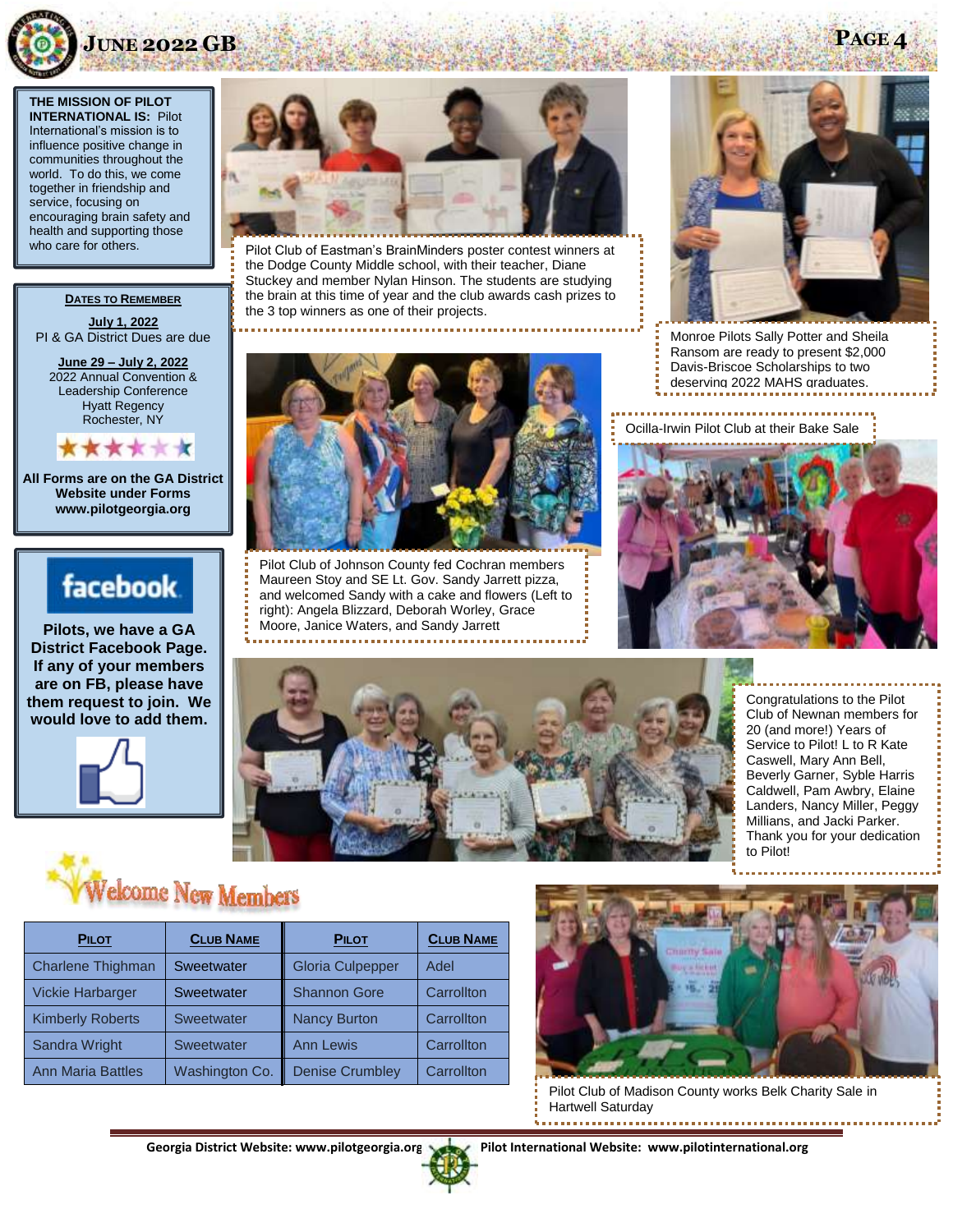**THE MISSION OF PILOT INTERNATIONAL IS:** Pilot International's mission is to influence positive change in communities throughout the world. To do this, we come together in friendship and service, focusing on encouraging brain safety and health and supporting those who care for others.

**DATES TO REMEMBER**

**July 1, 2022**
PI & GA District Dues are due

**June 29 – July 2, 2022**
2022 Annual Convention & Leadership Conference
Hyatt Regency
Rochester, NY

**All Forms are on the GA District Website under Forms www.pilotgeorgia.org**

facebook

**Pilots, we have a GA District Facebook Page. If any of your members are on FB, please have them request to join. We would love to add them.**

Pilot Club of Eastman's BrainMinders poster contest winners at the Dodge County Middle school, with their teacher, Diane Stuckey and member Nylan Hinson. The students are studying the brain at this time of year and the club awards cash prizes to the 3 top winners as one of their projects.

Monroe Pilots Sally Potter and Sheila Ransom are ready to present $2,000 Davis-Briscoe Scholarships to two deserving 2022 MAHS graduates.

Pilot Club of Johnson County fed Cochran members Maureen Stoy and SE Lt. Gov. Sandy Jarrett pizza, and welcomed Sandy with a cake and flowers (Left to right): Angela Blizzard, Deborah Worley, Grace Moore, Janice Waters, and Sandy Jarrett

Ocilla-Irwin Pilot Club at their Bake Sale

Congratulations to the Pilot Club of Newnan members for 20 (and more!) Years of Service to Pilot! L to R Kate Caswell, Mary Ann Bell, Beverly Garner, Syble Harris Caldwell, Pam Awbry, Elaine Landers, Nancy Miller, Peggy Millians, and Jacki Parker. Thank you for your dedication to Pilot!

## Welcome New Members

| Pilot | Club Name | Pilot | Club Name |
|---|---|---|---|
| Charlene Thighman | Sweetwater | Gloria Culpepper | Adel |
| Vickie Harbarger | Sweetwater | Shannon Gore | Carrollton |
| Kimberly Roberts | Sweetwater | Nancy Burton | Carrollton |
| Sandra Wright | Sweetwater | Ann Lewis | Carrollton |
| Ann Maria Battles | Washington Co. | Denise Crumbley | Carrollton |

Pilot Club of Madison County works Belk Charity Sale in Hartwell Saturday

**Georgia District Website: www.pilotgeorgia.org** **Pilot International Website: www.pilotinternational.org**